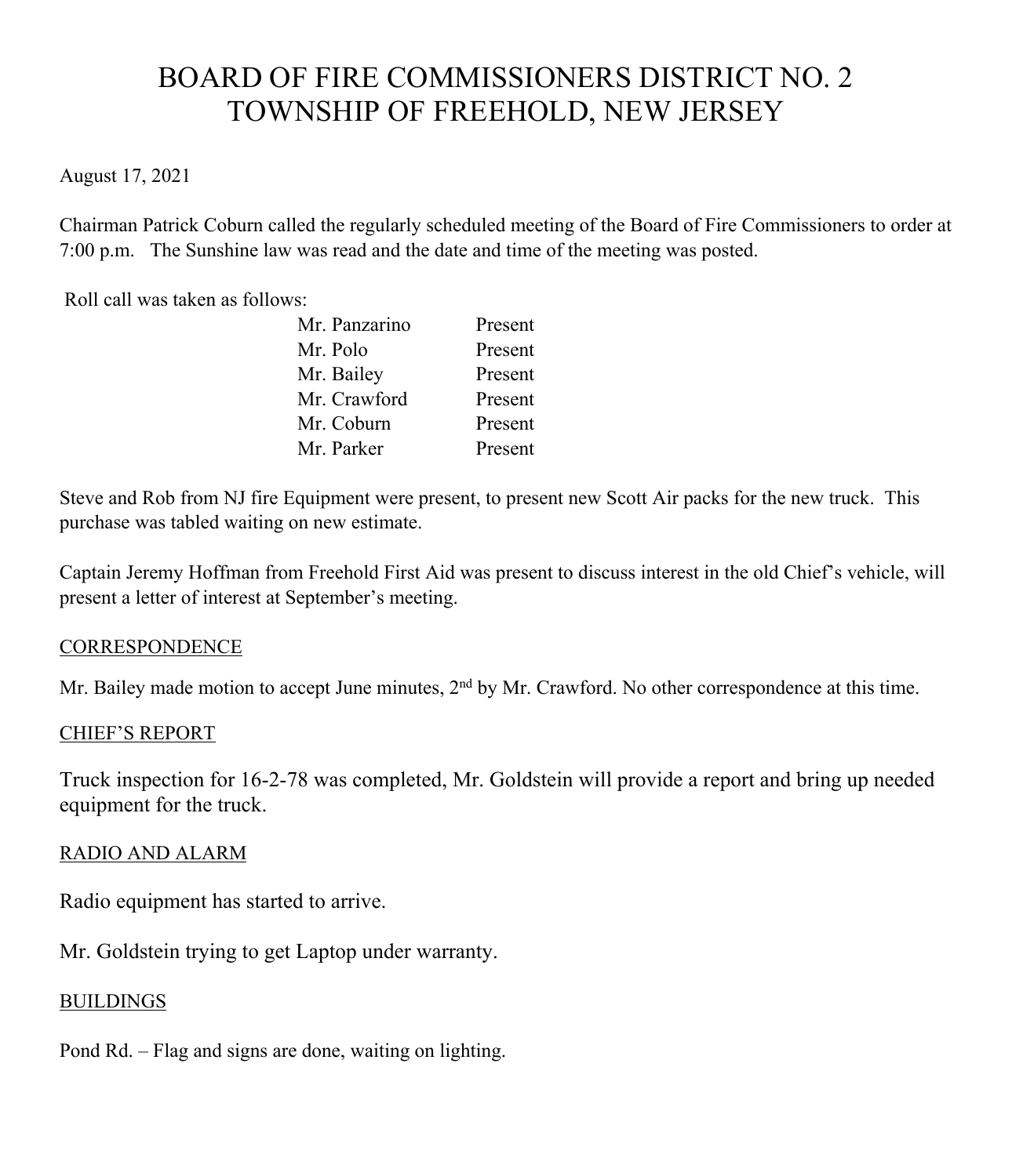# BOARD OF FIRE COMMISSIONERS DISTRICT NO. 2
# TOWNSHIP OF FREEHOLD, NEW JERSEY

August 17, 2021

Chairman Patrick Coburn called the regularly scheduled meeting of the Board of Fire Commissioners to order at 7:00 p.m. The Sunshine law was read and the date and time of the meeting was posted.

Roll call was taken as follows:

| | |
|---|---|
| Mr. Panzarino | Present |
| Mr. Polo | Present |
| Mr. Bailey | Present |
| Mr. Crawford | Present |
| Mr. Coburn | Present |
| Mr. Parker | Present |

Steve and Rob from NJ fire Equipment were present, to present new Scott Air packs for the new truck. This purchase was tabled waiting on new estimate.

Captain Jeremy Hoffman from Freehold First Aid was present to discuss interest in the old Chief's vehicle, will present a letter of interest at September's meeting.

## CORRESPONDENCE

Mr. Bailey made motion to accept June minutes, 2nd by Mr. Crawford. No other correspondence at this time.

## CHIEF'S REPORT

Truck inspection for 16-2-78 was completed, Mr. Goldstein will provide a report and bring up needed equipment for the truck.

## RADIO AND ALARM

Radio equipment has started to arrive.

Mr. Goldstein trying to get Laptop under warranty.

## BUILDINGS

Pond Rd. – Flag and signs are done, waiting on lighting.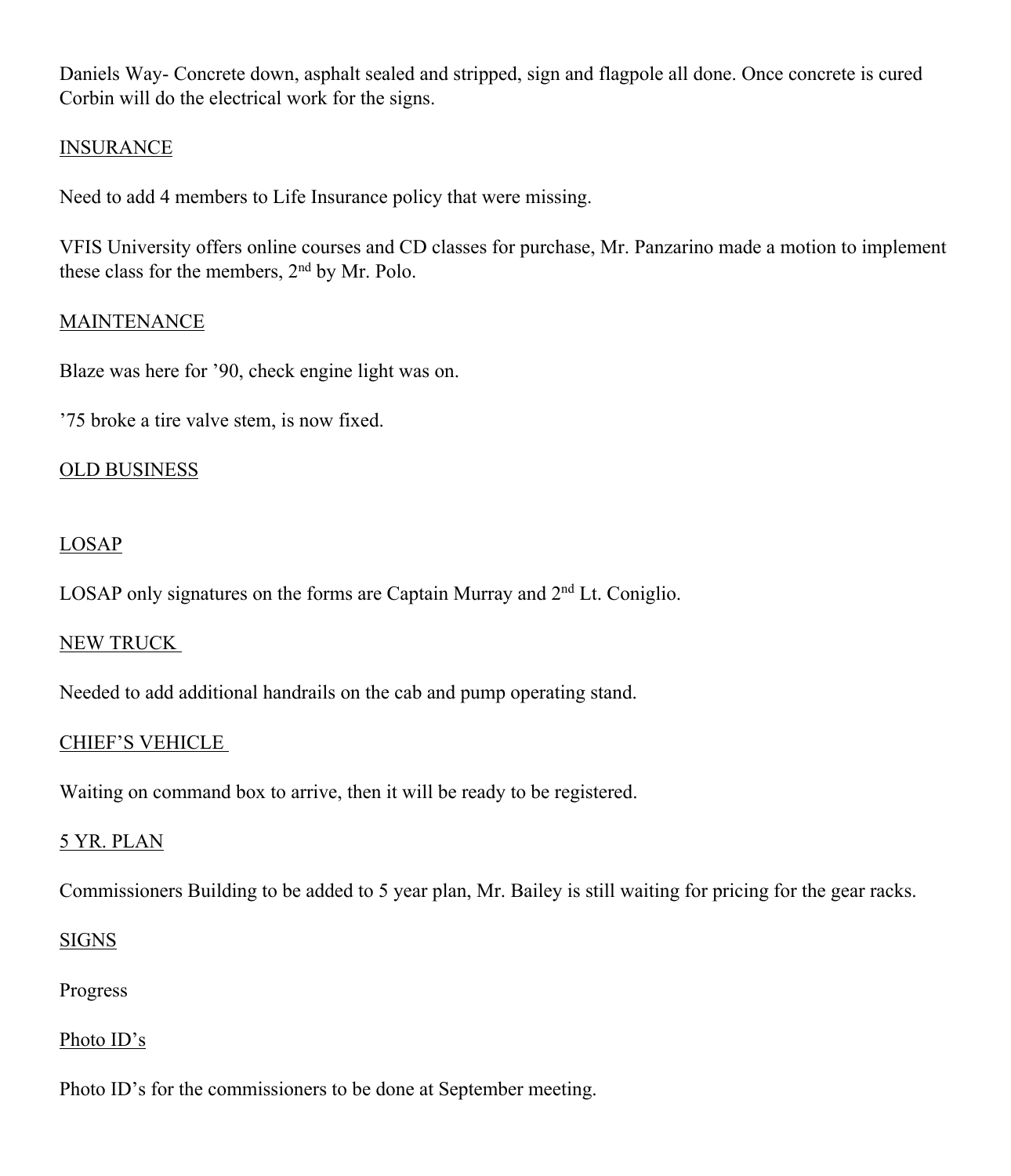Daniels Way- Concrete down, asphalt sealed and stripped, sign and flagpole all done. Once concrete is cured Corbin will do the electrical work for the signs.

<u>INSURANCE</u>

Need to add 4 members to Life Insurance policy that were missing.

VFIS University offers online courses and CD classes for purchase, Mr. Panzarino made a motion to implement these class for the members, 2nd by Mr. Polo.

<u>MAINTENANCE</u>

Blaze was here for '90, check engine light was on.

'75 broke a tire valve stem, is now fixed.

<u>OLD BUSINESS</u>

<u>LOSAP</u>

LOSAP only signatures on the forms are Captain Murray and 2nd Lt. Coniglio.

<u>NEW TRUCK</u>

Needed to add additional handrails on the cab and pump operating stand.

<u>CHIEF'S VEHICLE</u>

Waiting on command box to arrive, then it will be ready to be registered.

<u>5 YR. PLAN</u>

Commissioners Building to be added to 5 year plan, Mr. Bailey is still waiting for pricing for the gear racks.

<u>SIGNS</u>

Progress

<u>Photo ID's</u>

Photo ID's for the commissioners to be done at September meeting.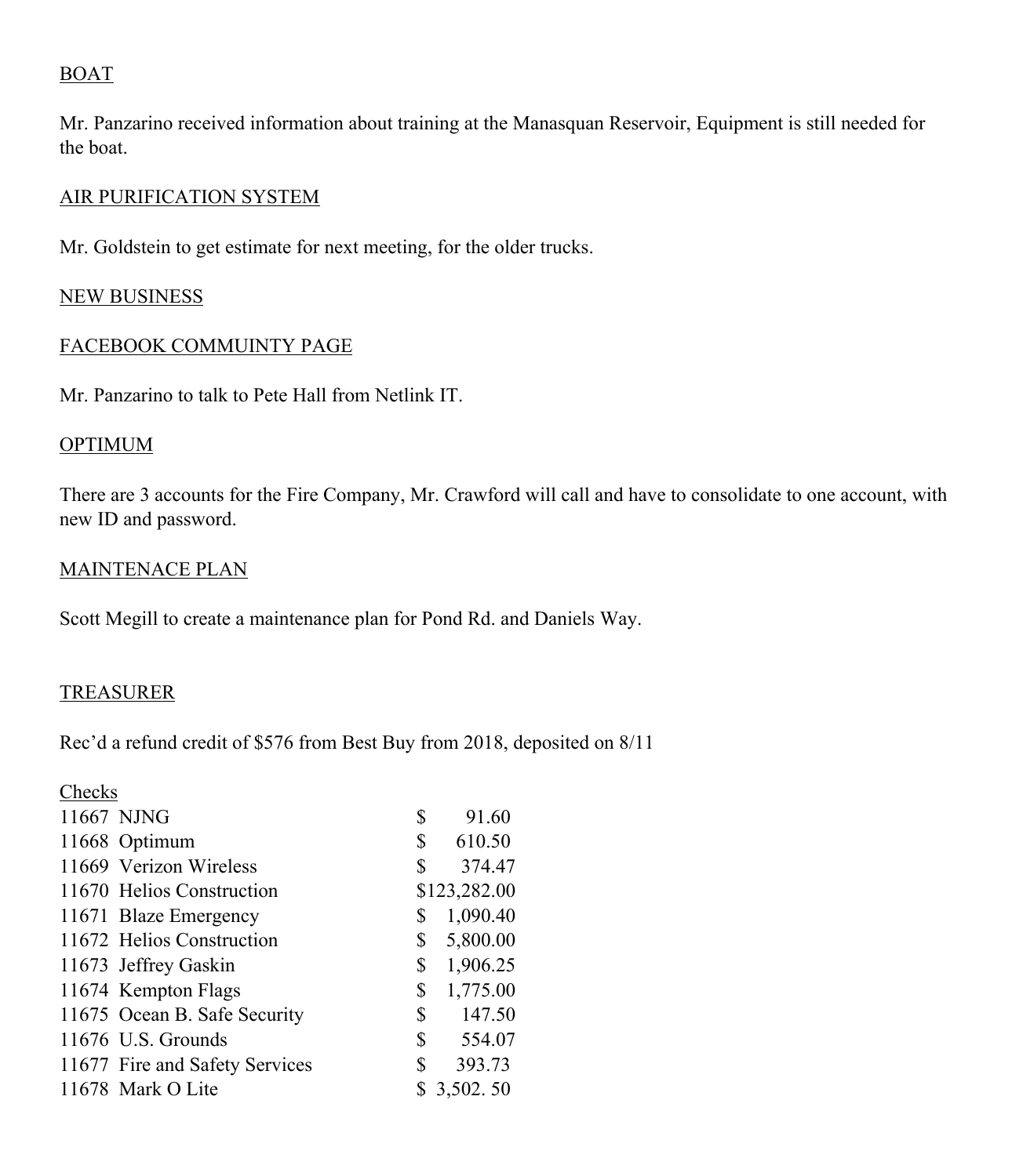BOAT

Mr. Panzarino received information about training at the Manasquan Reservoir, Equipment is still needed for the boat.

AIR PURIFICATION SYSTEM

Mr. Goldstein to get estimate for next meeting, for the older trucks.

NEW BUSINESS

FACEBOOK COMMUINTY PAGE

Mr. Panzarino to talk to Pete Hall from Netlink IT.

OPTIMUM

There are 3 accounts for the Fire Company, Mr. Crawford will call and have to consolidate to one account, with new ID and password.

MAINTENACE PLAN

Scott Megill to create a maintenance plan for Pond Rd. and Daniels Way.

TREASURER

Rec'd a refund credit of $576 from Best Buy from 2018, deposited on 8/11

Checks

| | | |
|---|---|---|
| 11667 | NJNG | $ 91.60 |
| 11668 | Optimum | $ 610.50 |
| 11669 | Verizon Wireless | $ 374.47 |
| 11670 | Helios Construction | $123,282.00 |
| 11671 | Blaze Emergency | $ 1,090.40 |
| 11672 | Helios Construction | $ 5,800.00 |
| 11673 | Jeffrey Gaskin | $ 1,906.25 |
| 11674 | Kempton Flags | $ 1,775.00 |
| 11675 | Ocean B. Safe Security | $ 147.50 |
| 11676 | U.S. Grounds | $ 554.07 |
| 11677 | Fire and Safety Services | $ 393.73 |
| 11678 | Mark O Lite | $ 3,502. 50 |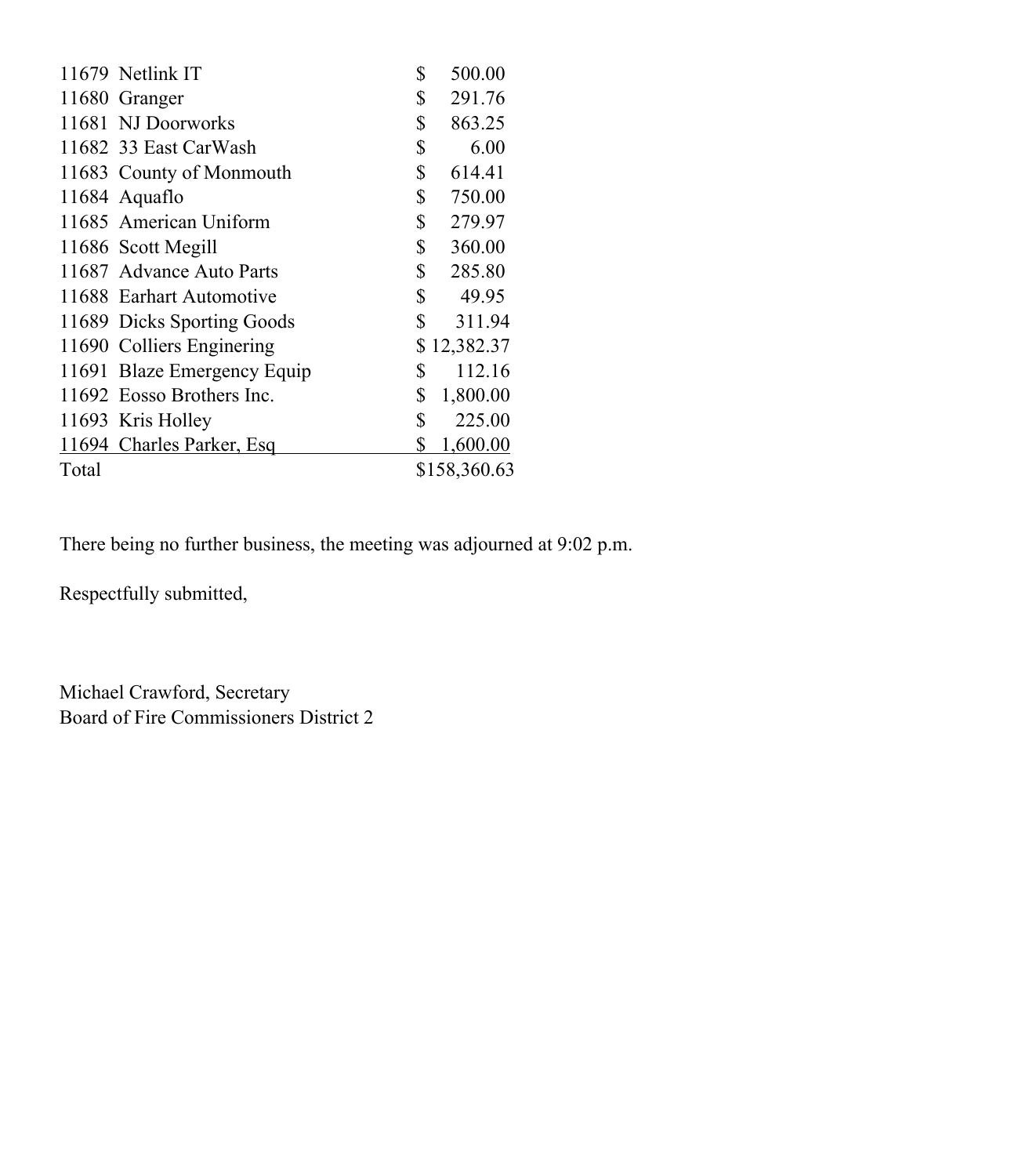| | | |
|---|---|---|
| 11679 | Netlink IT | $ 500.00 |
| 11680 | Granger | $ 291.76 |
| 11681 | NJ Doorworks | $ 863.25 |
| 11682 | 33 East CarWash | $ 6.00 |
| 11683 | County of Monmouth | $ 614.41 |
| 11684 | Aquaflo | $ 750.00 |
| 11685 | American Uniform | $ 279.97 |
| 11686 | Scott Megill | $ 360.00 |
| 11687 | Advance Auto Parts | $ 285.80 |
| 11688 | Earhart Automotive | $ 49.95 |
| 11689 | Dicks Sporting Goods | $ 311.94 |
| 11690 | Colliers Enginering | $ 12,382.37 |
| 11691 | Blaze Emergency Equip | $ 112.16 |
| 11692 | Eosso Brothers Inc. | $ 1,800.00 |
| 11693 | Kris Holley | $ 225.00 |
| 11694 | Charles Parker, Esq | $ 1,600.00 |
| Total | | $158,360.63 |

There being no further business, the meeting was adjourned at 9:02 p.m.

Respectfully submitted,

Michael Crawford, Secretary
Board of Fire Commissioners District 2